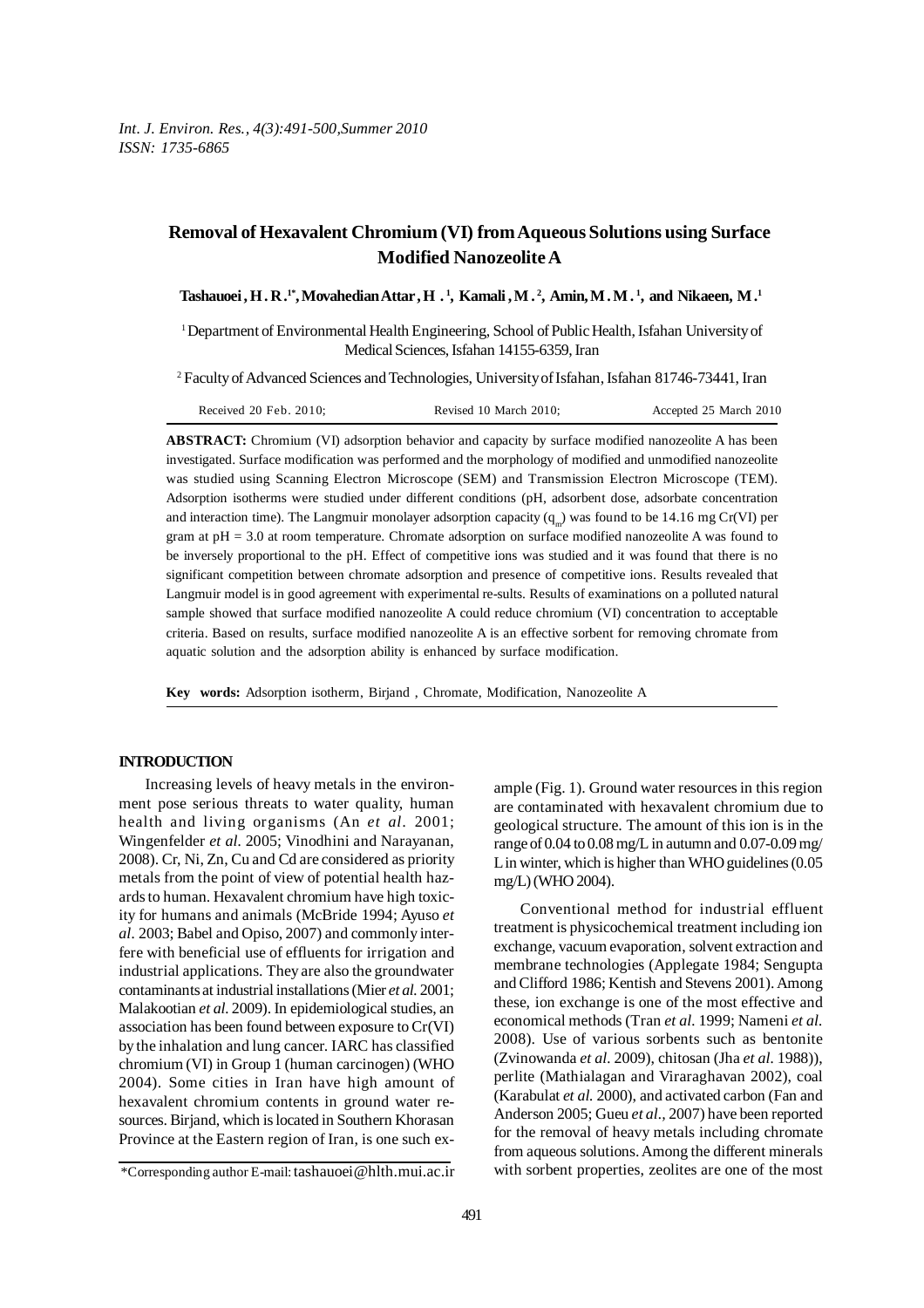# Removal of Hexavalent Chromium (VI) from Aqueous Solutions using Surface Modified Nanozeolite A

**Tashauoei, H. R.[1*], Movahedian Attar, H.[1], Kamali, M.[2], Amin, M. M.[1], and Nikaeen, M.[1]**

[1] Department of Environmental Health Engineering, School of Public Health, Isfahan University of Medical Sciences, Isfahan 14155-6359, Iran

[2] Faculty of Advanced Sciences and Technologies, University of Isfahan, Isfahan 81746-73441, Iran

Received 20 Feb. 2010; Revised 10 March 2010; Accepted 25 March 2010

**ABSTRACT:** Chromium (VI) adsorption behavior and capacity by surface modified nanozeolite A has been investigated. Surface modification was performed and the morphology of modified and unmodified nanozeolite was studied using Scanning Electron Microscope (SEM) and Transmission Electron Microscope (TEM). Adsorption isotherms were studied under different conditions (pH, adsorbent dose, adsorbate concentration and interaction time). The Langmuir monolayer adsorption capacity ($q_m$) was found to be 14.16 mg Cr(VI) per gram at pH = 3.0 at room temperature. Chromate adsorption on surface modified nanozeolite A was found to be inversely proportional to the pH. Effect of competitive ions was studied and it was found that there is no significant competition between chromate adsorption and presence of competitive ions. Results revealed that Langmuir model is in good agreement with experimental re-sults. Results of examinations on a polluted natural sample showed that surface modified nanozeolite A could reduce chromium (VI) concentration to acceptable criteria. Based on results, surface modified nanozeolite A is an effective sorbent for removing chromate from aquatic solution and the adsorption ability is enhanced by surface modification.

**Key words:** Adsorption isotherm, Birjand , Chromate, Modification, Nanozeolite A

## INTRODUCTION

Increasing levels of heavy metals in the environment pose serious threats to water quality, human health and living organisms (An *et al.* 2001; Wingenfelder *et al.* 2005; Vinodhini and Narayanan, 2008). Cr, Ni, Zn, Cu and Cd are considered as priority metals from the point of view of potential health hazards to human. Hexavalent chromium have high toxicity for humans and animals (McBride 1994; Ayuso *et al.* 2003; Babel and Opiso, 2007) and commonly interfere with beneficial use of effluents for irrigation and industrial applications. They are also the groundwater contaminants at industrial installations (Mier *et al.* 2001; Malakootian *et al.* 2009). In epidemiological studies, an association has been found between exposure to Cr(VI) by the inhalation and lung cancer. IARC has classified chromium (VI) in Group 1 (human carcinogen) (WHO 2004). Some cities in Iran have high amount of hexavalent chromium contents in ground water resources. Birjand, which is located in Southern Khorasan Province at the Eastern region of Iran, is one such example (Fig. 1). Ground water resources in this region are contaminated with hexavalent chromium due to geological structure. The amount of this ion is in the range of 0.04 to 0.08 mg/L in autumn and 0.07-0.09 mg/L in winter, which is higher than WHO guidelines (0.05 mg/L) (WHO 2004).

Conventional method for industrial effluent treatment is physicochemical treatment including ion exchange, vacuum evaporation, solvent extraction and membrane technologies (Applegate 1984; Sengupta and Clifford 1986; Kentish and Stevens 2001). Among these, ion exchange is one of the most effective and economical methods (Tran *et al.* 1999; Nameni *et al.* 2008). Use of various sorbents such as bentonite (Zvinowanda *et al.* 2009), chitosan (Jha *et al.* 1988)), perlite (Mathialagan and Viraraghavan 2002), coal (Karabulat *et al.* 2000), and activated carbon (Fan and Anderson 2005; Gueu *et al.*, 2007) have been reported for the removal of heavy metals including chromate from aqueous solutions. Among the different minerals with sorbent properties, zeolites are one of the most

*Corresponding author E-mail: tashauoei@hlth.mui.ac.ir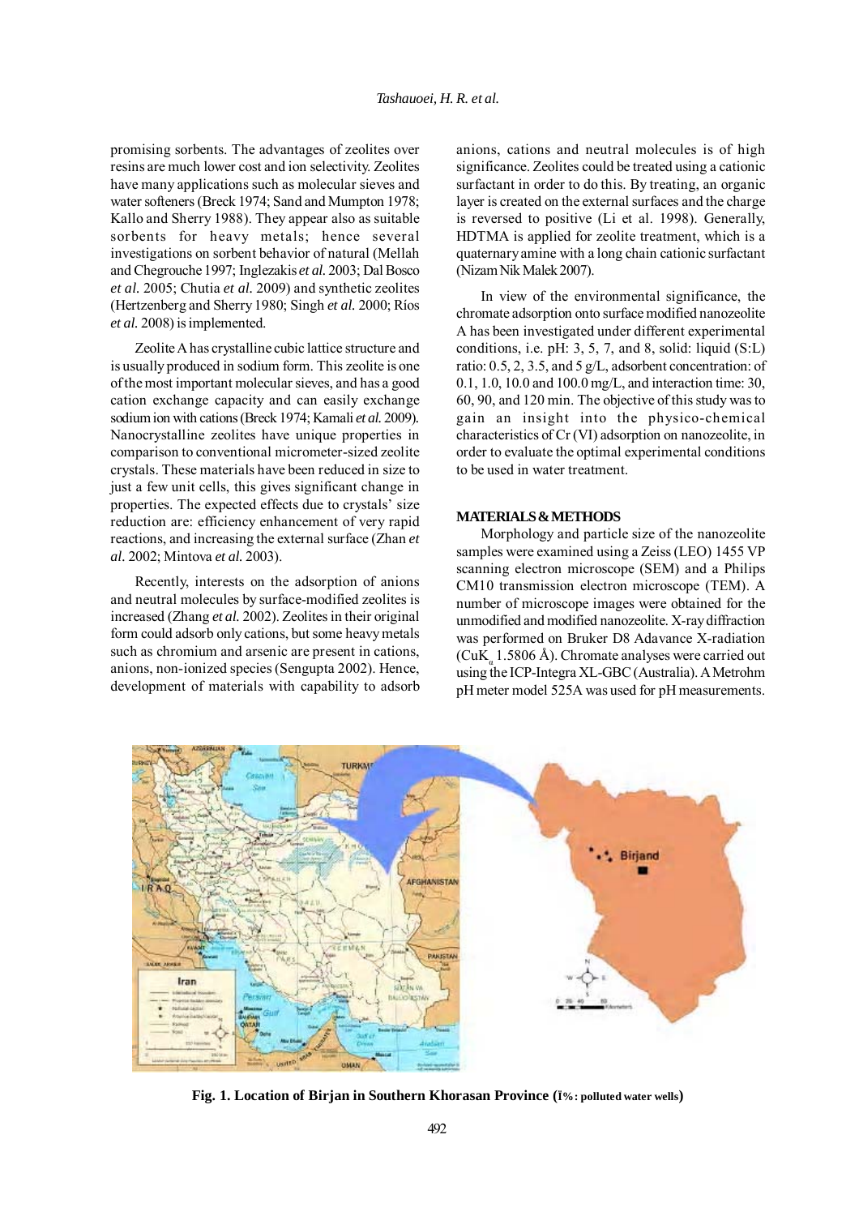promising sorbents. The advantages of zeolites over resins are much lower cost and ion selectivity. Zeolites have many applications such as molecular sieves and water softeners (Breck 1974; Sand and Mumpton 1978; Kallo and Sherry 1988). They appear also as suitable sorbents for heavy metals; hence several investigations on sorbent behavior of natural (Mellah and Chegrouche 1997; Inglezakis *et al.* 2003; Dal Bosco *et al.* 2005; Chutia *et al.* 2009) and synthetic zeolites (Hertzenberg and Sherry 1980; Singh *et al.* 2000; Ríos *et al.* 2008) is implemented.

Zeolite A has crystalline cubic lattice structure and is usually produced in sodium form. This zeolite is one of the most important molecular sieves, and has a good cation exchange capacity and can easily exchange sodium ion with cations (Breck 1974; Kamali *et al.* 2009). Nanocrystalline zeolites have unique properties in comparison to conventional micrometer-sized zeolite crystals. These materials have been reduced in size to just a few unit cells, this gives significant change in properties. The expected effects due to crystals' size reduction are: efficiency enhancement of very rapid reactions, and increasing the external surface (Zhan *et al.* 2002; Mintova *et al.* 2003).

Recently, interests on the adsorption of anions and neutral molecules by surface-modified zeolites is increased (Zhang *et al.* 2002). Zeolites in their original form could adsorb only cations, but some heavy metals such as chromium and arsenic are present in cations, anions, non-ionized species (Sengupta 2002). Hence, development of materials with capability to adsorb anions, cations and neutral molecules is of high significance. Zeolites could be treated using a cationic surfactant in order to do this. By treating, an organic layer is created on the external surfaces and the charge is reversed to positive (Li et al. 1998). Generally, HDTMA is applied for zeolite treatment, which is a quaternary amine with a long chain cationic surfactant (Nizam Nik Malek 2007).

In view of the environmental significance, the chromate adsorption onto surface modified nanozeolite A has been investigated under different experimental conditions, i.e. pH: 3, 5, 7, and 8, solid: liquid (S:L) ratio: 0.5, 2, 3.5, and 5 g/L, adsorbent concentration: of 0.1, 1.0, 10.0 and 100.0 mg/L, and interaction time: 30, 60, 90, and 120 min. The objective of this study was to gain an insight into the physico-chemical characteristics of Cr (VI) adsorption on nanozeolite, in order to evaluate the optimal experimental conditions to be used in water treatment.

## MATERIALS & METHODS

Morphology and particle size of the nanozeolite samples were examined using a Zeiss (LEO) 1455 VP scanning electron microscope (SEM) and a Philips CM10 transmission electron microscope (TEM). A number of microscope images were obtained for the unmodified and modified nanozeolite. X-ray diffraction was performed on Bruker D8 Adavance X-radiation ($CuK_\alpha$ 1.5806 Å). Chromate analyses were carried out using the ICP-Integra XL-GBC (Australia). A Metrohm pH meter model 525A was used for pH measurements.

**Fig. 1. Location of Birjan in Southern Khorasan Province (ї%: polluted water wells)**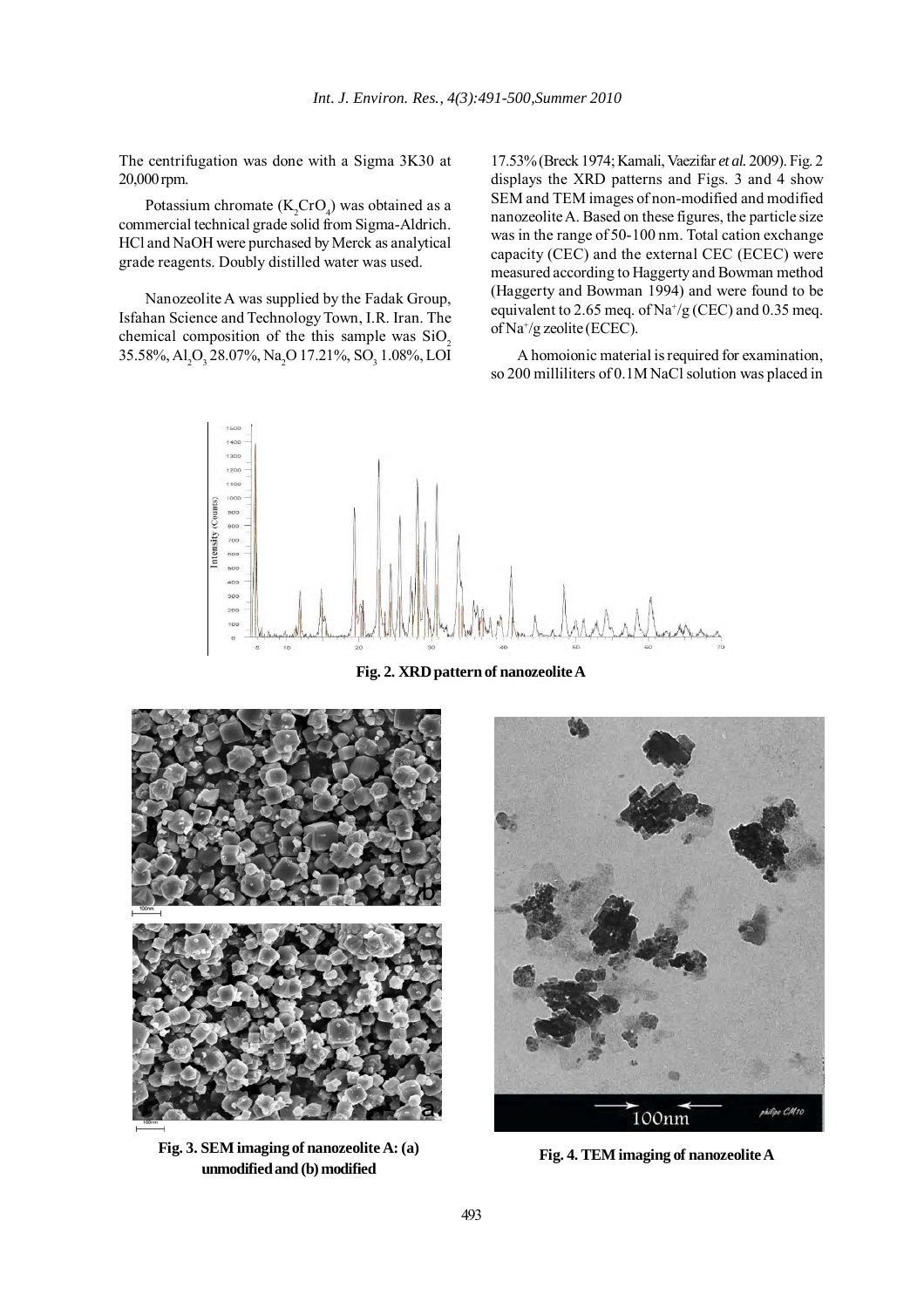The centrifugation was done with a Sigma 3K30 at 20,000 rpm.

Potassium chromate ($K_2CrO_4$) was obtained as a commercial technical grade solid from Sigma-Aldrich. HCl and NaOH were purchased by Merck as analytical grade reagents. Doubly distilled water was used.

Nanozeolite A was supplied by the Fadak Group, Isfahan Science and Technology Town, I.R. Iran. The chemical composition of the this sample was $SiO_2$ 35.58%, $Al_2O_3$ 28.07%, $Na_2O$ 17.21%, $SO_3$ 1.08%, LOI 17.53% (Breck 1974; Kamali, Vaezifar *et al.* 2009). Fig. 2 displays the XRD patterns and Figs. 3 and 4 show SEM and TEM images of non-modified and modified nanozeolite A. Based on these figures, the particle size was in the range of 50-100 nm. Total cation exchange capacity (CEC) and the external CEC (ECEC) were measured according to Haggerty and Bowman method (Haggerty and Bowman 1994) and were found to be equivalent to 2.65 meq. of $Na^+$/g (CEC) and 0.35 meq. of $Na^+$/g zeolite (ECEC).

A homoionic material is required for examination, so 200 milliliters of 0.1M NaCl solution was placed in

**Fig. 2. XRD pattern of nanozeolite A**

**Fig. 3. SEM imaging of nanozeolite A: (a) unmodified and (b) modified**

**Fig. 4. TEM imaging of nanozeolite A**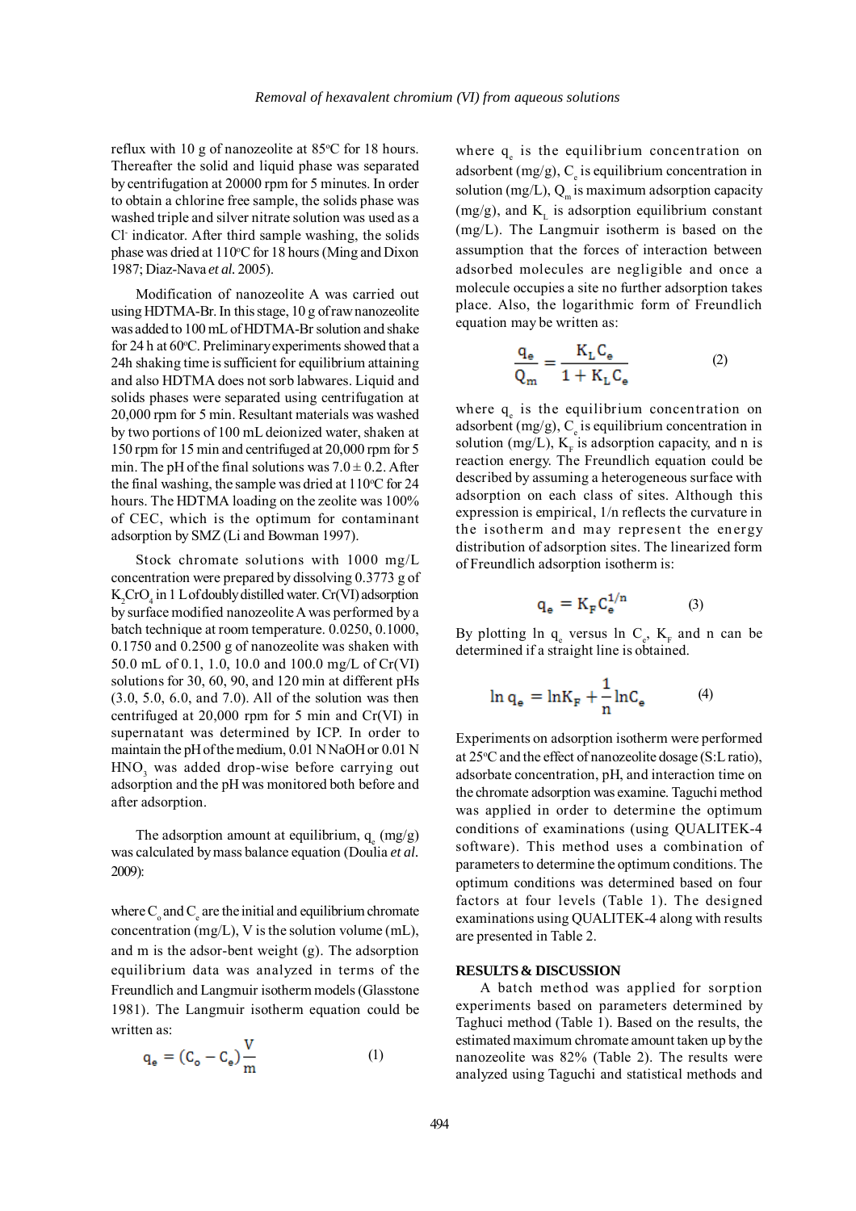reflux with 10 g of nanozeolite at 85°C for 18 hours. Thereafter the solid and liquid phase was separated by centrifugation at 20000 rpm for 5 minutes. In order to obtain a chlorine free sample, the solids phase was washed triple and silver nitrate solution was used as a $Cl^-$ indicator. After third sample washing, the solids phase was dried at 110°C for 18 hours (Ming and Dixon 1987; Diaz-Nava *et al.* 2005).

Modification of nanozeolite A was carried out using HDTMA-Br. In this stage, 10 g of raw nanozeolite was added to 100 mL of HDTMA-Br solution and shake for 24 h at 60°C. Preliminary experiments showed that a 24h shaking time is sufficient for equilibrium attaining and also HDTMA does not sorb labwares. Liquid and solids phases were separated using centrifugation at 20,000 rpm for 5 min. Resultant materials was washed by two portions of 100 mL deionized water, shaken at 150 rpm for 15 min and centrifuged at 20,000 rpm for 5 min. The pH of the final solutions was 7.0 ± 0.2. After the final washing, the sample was dried at 110°C for 24 hours. The HDTMA loading on the zeolite was 100% of CEC, which is the optimum for contaminant adsorption by SMZ (Li and Bowman 1997).

Stock chromate solutions with 1000 mg/L concentration were prepared by dissolving 0.3773 g of $K_2CrO_4$ in 1 L of doubly distilled water. Cr(VI) adsorption by surface modified nanozeolite A was performed by a batch technique at room temperature. 0.0250, 0.1000, 0.1750 and 0.2500 g of nanozeolite was shaken with 50.0 mL of 0.1, 1.0, 10.0 and 100.0 mg/L of Cr(VI) solutions for 30, 60, 90, and 120 min at different pHs (3.0, 5.0, 6.0, and 7.0). All of the solution was then centrifuged at 20,000 rpm for 5 min and Cr(VI) in supernatant was determined by ICP. In order to maintain the pH of the medium, 0.01 N NaOH or 0.01 N $HNO_3$ was added drop-wise before carrying out adsorption and the pH was monitored both before and after adsorption.

The adsorption amount at equilibrium, $q_e$ (mg/g) was calculated by mass balance equation (Doulia *et al.* 2009):

where $C_o$ and $C_e$ are the initial and equilibrium chromate concentration (mg/L), V is the solution volume (mL), and m is the adsor-bent weight (g). The adsorption equilibrium data was analyzed in terms of the Freundlich and Langmuir isotherm models (Glasstone 1981). The Langmuir isotherm equation could be written as:

$$q_e = (C_o - C_e)\frac{V}{m} \tag{1}$$

where $q_e$ is the equilibrium concentration on adsorbent (mg/g), $C_e$ is equilibrium concentration in solution (mg/L), $Q_m$ is maximum adsorption capacity (mg/g), and $K_L$ is adsorption equilibrium constant (mg/L). The Langmuir isotherm is based on the assumption that the forces of interaction between adsorbed molecules are negligible and once a molecule occupies a site no further adsorption takes place. Also, the logarithmic form of Freundlich equation may be written as:

$$\frac{q_e}{Q_m} = \frac{K_L C_e}{1 + K_L C_e} \tag{2}$$

where $q_e$ is the equilibrium concentration on adsorbent (mg/g), $C_e$ is equilibrium concentration in solution (mg/L), $K_F$ is adsorption capacity, and n is reaction energy. The Freundlich equation could be described by assuming a heterogeneous surface with adsorption on each class of sites. Although this expression is empirical, 1/n reflects the curvature in the isotherm and may represent the energy distribution of adsorption sites. The linearized form of Freundlich adsorption isotherm is:

$$q_e = K_F C_e^{1/n} \tag{3}$$

By plotting ln $q_e$ versus ln $C_e$, $K_F$ and n can be determined if a straight line is obtained.

$$\ln q_e = \ln K_F + \frac{1}{n} \ln C_e \tag{4}$$

Experiments on adsorption isotherm were performed at 25°C and the effect of nanozeolite dosage (S:L ratio), adsorbate concentration, pH, and interaction time on the chromate adsorption was examine. Taguchi method was applied in order to determine the optimum conditions of examinations (using QUALITEK-4 software). This method uses a combination of parameters to determine the optimum conditions. The optimum conditions was determined based on four factors at four levels (Table 1). The designed examinations using QUALITEK-4 along with results are presented in Table 2.

## RESULTS & DISCUSSION

A batch method was applied for sorption experiments based on parameters determined by Taghuci method (Table 1). Based on the results, the estimated maximum chromate amount taken up by the nanozeolite was 82% (Table 2). The results were analyzed using Taguchi and statistical methods and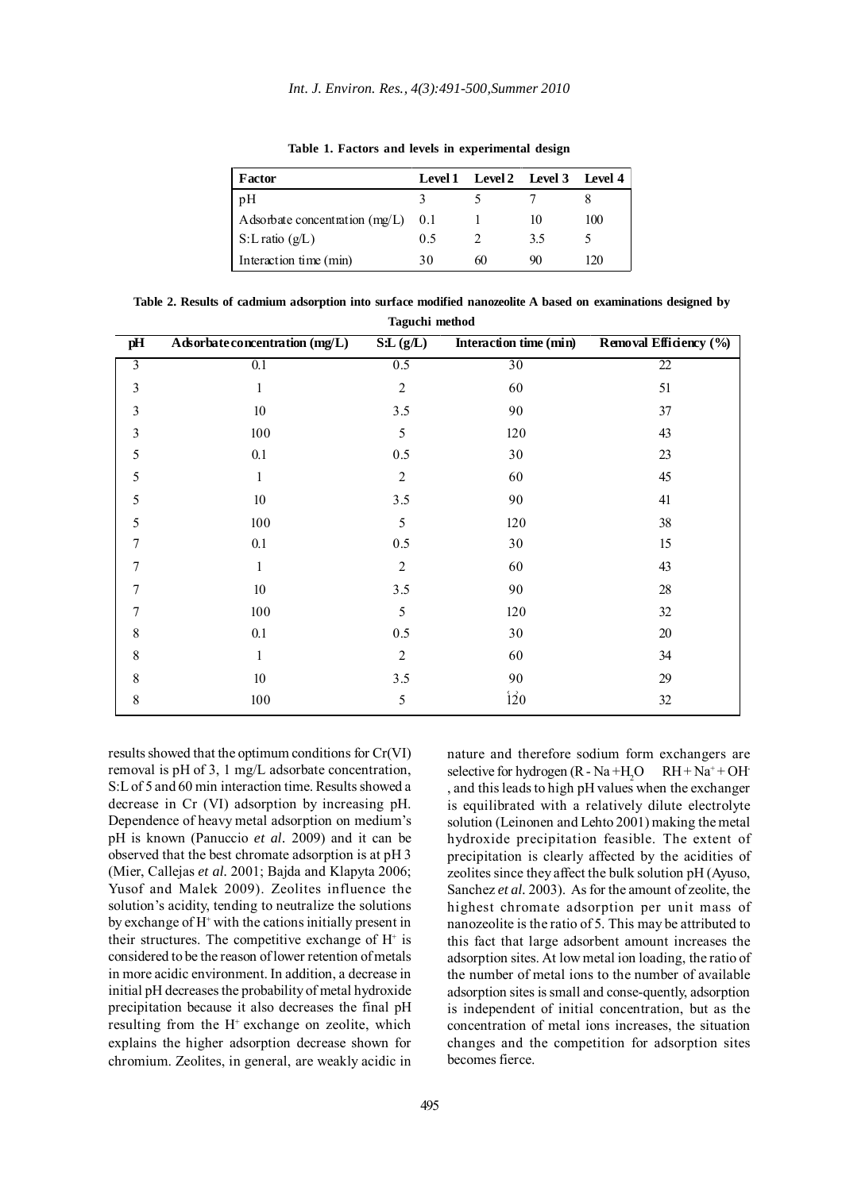**Table 1. Factors and levels in experimental design**

| Factor | Level 1 | Level 2 | Level 3 | Level 4 |
|---|---|---|---|---|
| pH | 3 | 5 | 7 | 8 |
| Adsorbate concentration (mg/L) | 0.1 | 1 | 10 | 100 |
| S:L ratio (g/L) | 0.5 | 2 | 3.5 | 5 |
| Interaction time (min) | 30 | 60 | 90 | 120 |

**Table 2. Results of cadmium adsorption into surface modified nanozeolite A based on examinations designed by Taguchi method**

| pH | Adsorbate concentration (mg/L) | S:L (g/L) | Interaction time (min) | Removal Efficiency (%) |
|---|---|---|---|---|
| 3 | 0.1 | 0.5 | 30 | 22 |
| 3 | 1 | 2 | 60 | 51 |
| 3 | 10 | 3.5 | 90 | 37 |
| 3 | 100 | 5 | 120 | 43 |
| 5 | 0.1 | 0.5 | 30 | 23 |
| 5 | 1 | 2 | 60 | 45 |
| 5 | 10 | 3.5 | 90 | 41 |
| 5 | 100 | 5 | 120 | 38 |
| 7 | 0.1 | 0.5 | 30 | 15 |
| 7 | 1 | 2 | 60 | 43 |
| 7 | 10 | 3.5 | 90 | 28 |
| 7 | 100 | 5 | 120 | 32 |
| 8 | 0.1 | 0.5 | 30 | 20 |
| 8 | 1 | 2 | 60 | 34 |
| 8 | 10 | 3.5 | 90 | 29 |
| 8 | 100 | 5 | 120 | 32 |

results showed that the optimum conditions for Cr(VI) removal is pH of 3, 1 mg/L adsorbate concentration, S:L of 5 and 60 min interaction time. Results showed a decrease in Cr (VI) adsorption by increasing pH. Dependence of heavy metal adsorption on medium's pH is known (Panuccio *et al*. 2009) and it can be observed that the best chromate adsorption is at pH 3 (Mier, Callejas *et al.* 2001; Bajda and Klapyta 2006; Yusof and Malek 2009). Zeolites influence the solution's acidity, tending to neutralize the solutions by exchange of $H^+$ with the cations initially present in their structures. The competitive exchange of $H^+$ is considered to be the reason of lower retention of metals in more acidic environment. In addition, a decrease in initial pH decreases the probability of metal hydroxide precipitation because it also decreases the final pH resulting from the $H^+$ exchange on zeolite, which explains the higher adsorption decrease shown for chromium. Zeolites, in general, are weakly acidic in nature and therefore sodium form exchangers are selective for hydrogen ($R-Na + H_2O \quad RH + Na^+ + OH^-$, and this leads to high pH values when the exchanger is equilibrated with a relatively dilute electrolyte solution (Leinonen and Lehto 2001) making the metal hydroxide precipitation feasible. The extent of precipitation is clearly affected by the acidities of zeolites since they affect the bulk solution pH (Ayuso, Sanchez *et al.* 2003). As for the amount of zeolite, the highest chromate adsorption per unit mass of nanozeolite is the ratio of 5. This may be attributed to this fact that large adsorbent amount increases the adsorption sites. At low metal ion loading, the ratio of the number of metal ions to the number of available adsorption sites is small and conse-quently, adsorption is independent of initial concentration, but as the concentration of metal ions increases, the situation changes and the competition for adsorption sites becomes fierce.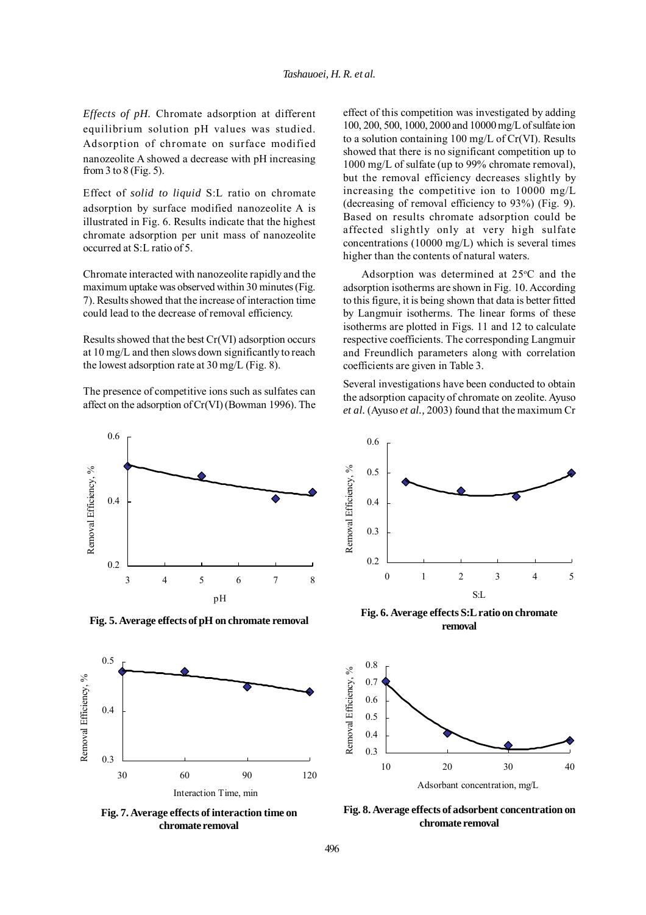*Effects of pH.* Chromate adsorption at different equilibrium solution pH values was studied. Adsorption of chromate on surface modified nanozeolite A showed a decrease with pH increasing from 3 to 8 (Fig. 5).

Effect of *solid to liquid* S:L ratio on chromate adsorption by surface modified nanozeolite A is illustrated in Fig. 6. Results indicate that the highest chromate adsorption per unit mass of nanozeolite occurred at S:L ratio of 5.

Chromate interacted with nanozeolite rapidly and the maximum uptake was observed within 30 minutes (Fig. 7). Results showed that the increase of interaction time could lead to the decrease of removal efficiency.

Results showed that the best Cr(VI) adsorption occurs at 10 mg/L and then slows down significantly to reach the lowest adsorption rate at 30 mg/L (Fig. 8).

The presence of competitive ions such as sulfates can affect on the adsorption of Cr(VI) (Bowman 1996). The effect of this competition was investigated by adding 100, 200, 500, 1000, 2000 and 10000 mg/L of sulfate ion to a solution containing 100 mg/L of Cr(VI). Results showed that there is no significant competition up to 1000 mg/L of sulfate (up to 99% chromate removal), but the removal efficiency decreases slightly by increasing the competitive ion to 10000 mg/L (decreasing of removal efficiency to 93%) (Fig. 9). Based on results chromate adsorption could be affected slightly only at very high sulfate concentrations (10000 mg/L) which is several times higher than the contents of natural waters.

Adsorption was determined at 25$^{o}$C and the adsorption isotherms are shown in Fig. 10. According to this figure, it is being shown that data is better fitted by Langmuir isotherms. The linear forms of these isotherms are plotted in Figs. 11 and 12 to calculate respective coefficients. The corresponding Langmuir and Freundlich parameters along with correlation coefficients are given in Table 3.

Several investigations have been conducted to obtain the adsorption capacity of chromate on zeolite. Ayuso *et al.* (Ayuso *et al.,* 2003) found that the maximum Cr

**Fig. 5. Average effects of pH on chromate removal**

**Fig. 6. Average effects S:L ratio on chromate removal**

**Fig. 7. Average effects of interaction time on chromate removal**

**Fig. 8. Average effects of adsorbent concentration on chromate removal**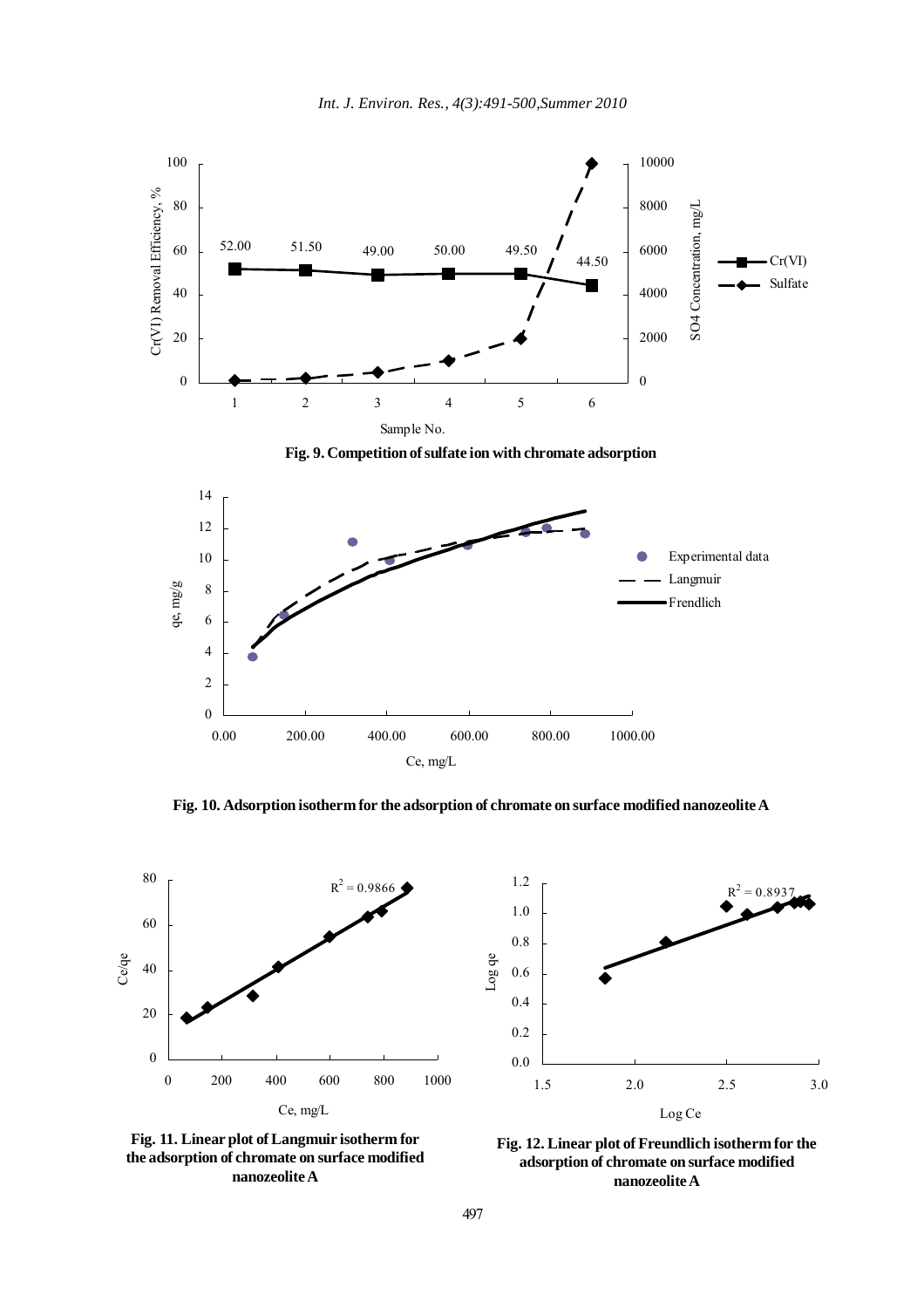Fig. 9. Competition of sulfate ion with chromate adsorption

Fig. 10. Adsorption isotherm for the adsorption of chromate on surface modified nanozeolite A

Fig. 11. Linear plot of Langmuir isotherm for the adsorption of chromate on surface modified nanozeolite A

Fig. 12. Linear plot of Freundlich isotherm for the adsorption of chromate on surface modified nanozeolite A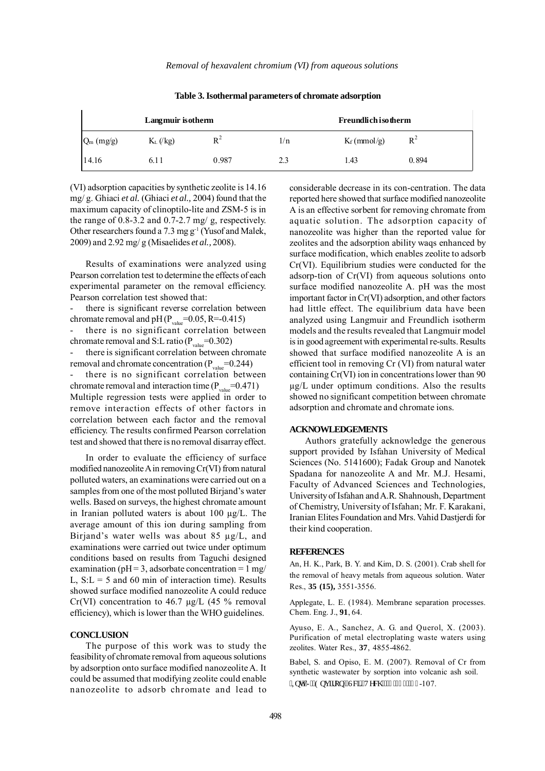**Table 3. Isothermal parameters of chromate adsorption**

| Langmuir isotherm | | | Freundlich isotherm | | |
|---|---|---|---|---|---|
| $Q_m$ (mg/g) | $K_L$ (/kg) | $R^2$ | 1/n | $K_f$ (mmol/g) | $R^2$ |
| 14.16 | 6.11 | 0.987 | 2.3 | 1.43 | 0.894 |

(VI) adsorption capacities by synthetic zeolite is 14.16 mg/ g. Ghiaci *et al.* (Ghiaci *et al.,* 2004) found that the maximum capacity of clinoptilo-lite and ZSM-5 is in the range of 0.8-3.2 and 0.7-2.7 mg/ g, respectively. Other researchers found a 7.3 mg $g^{-1}$ (Yusof and Malek, 2009) and 2.92 mg/ g (Misaelides *et al.,* 2008).

Results of examinations were analyzed using Pearson correlation test to determine the effects of each experimental parameter on the removal efficiency. Pearson correlation test showed that:

- there is significant reverse correlation between chromate removal and pH ($P_{value}$=0.05, R=-0.415)
- there is no significant correlation between chromate removal and S:L ratio ($P_{value}$=0.302)
- there is significant correlation between chromate removal and chromate concentration ($P_{value}$=0.244)
- there is no significant correlation between chromate removal and interaction time ($P_{value}$=0.471)

Multiple regression tests were applied in order to remove interaction effects of other factors in correlation between each factor and the removal efficiency. The results confirmed Pearson correlation test and showed that there is no removal disarray effect.

In order to evaluate the efficiency of surface modified nanozeolite A in removing Cr(VI) from natural polluted waters, an examinations were carried out on a samples from one of the most polluted Birjand's water wells. Based on surveys, the highest chromate amount in Iranian polluted waters is about 100 µg/L. The average amount of this ion during sampling from Birjand's water wells was about 85 µg/L, and examinations were carried out twice under optimum conditions based on results from Taguchi designed examination (pH = 3, adsorbate concentration = 1 mg/ L, S:L = 5 and 60 min of interaction time). Results showed surface modified nanozeolite A could reduce Cr(VI) concentration to 46.7 µg/L (45 % removal efficiency), which is lower than the WHO guidelines.

## CONCLUSION

The purpose of this work was to study the feasibility of chromate removal from aqueous solutions by adsorption onto surface modified nanozeolite A. It could be assumed that modifying zeolite could enable nanozeolite to adsorb chromate and lead to considerable decrease in its con-centration. The data reported here showed that surface modified nanozeolite A is an effective sorbent for removing chromate from aquatic solution. The adsorption capacity of nanozeolite was higher than the reported value for zeolites and the adsorption ability waqs enhanced by surface modification, which enables zeolite to adsorb Cr(VI). Equilibrium studies were conducted for the adsorp-tion of Cr(VI) from aqueous solutions onto surface modified nanozeolite A. pH was the most important factor in Cr(VI) adsorption, and other factors had little effect. The equilibrium data have been analyzed using Langmuir and Freundlich isotherm models and the results revealed that Langmuir model is in good agreement with experimental re-sults. Results showed that surface modified nanozeolite A is an efficient tool in removing Cr (VI) from natural water containing Cr(VI) ion in concentrations lower than 90 µg/L under optimum conditions. Also the results showed no significant competition between chromate adsorption and chromate and chromate ions.

## ACKNOWLEDGEMENTS

Authors gratefully acknowledge the generous support provided by Isfahan University of Medical Sciences (No. 5141600); Fadak Group and Nanotek Spadana for nanozeolite A and Mr. M.J. Hesami, Faculty of Advanced Sciences and Technologies, University of Isfahan and A.R. Shahnoush, Department of Chemistry, University of Isfahan; Mr. F. Karakani, Iranian Elites Foundation and Mrs. Vahid Dastjerdi for their kind cooperation.

## REFERENCES

An, H. K., Park, B. Y. and Kim, D. S. (2001). Crab shell for the removal of heavy metals from aqueous solution. Water Res., **35 (15),** 3551-3556.

Applegate, L. E. (1984). Membrane separation processes. Chem. Eng. J., **91**, 64.

Ayuso, E. A., Sanchez, A. G. and Querol, X. (2003). Purification of metal electroplating waste waters using zeolites. Water Res., **37**, 4855-4862.

Babel, S. and Opiso, E. M. (2007). Removal of Cr from synthetic wastewater by sorption into volcanic ash soil. Int. J. Environ. Sci. Tech., **4 (1)**, 99-107.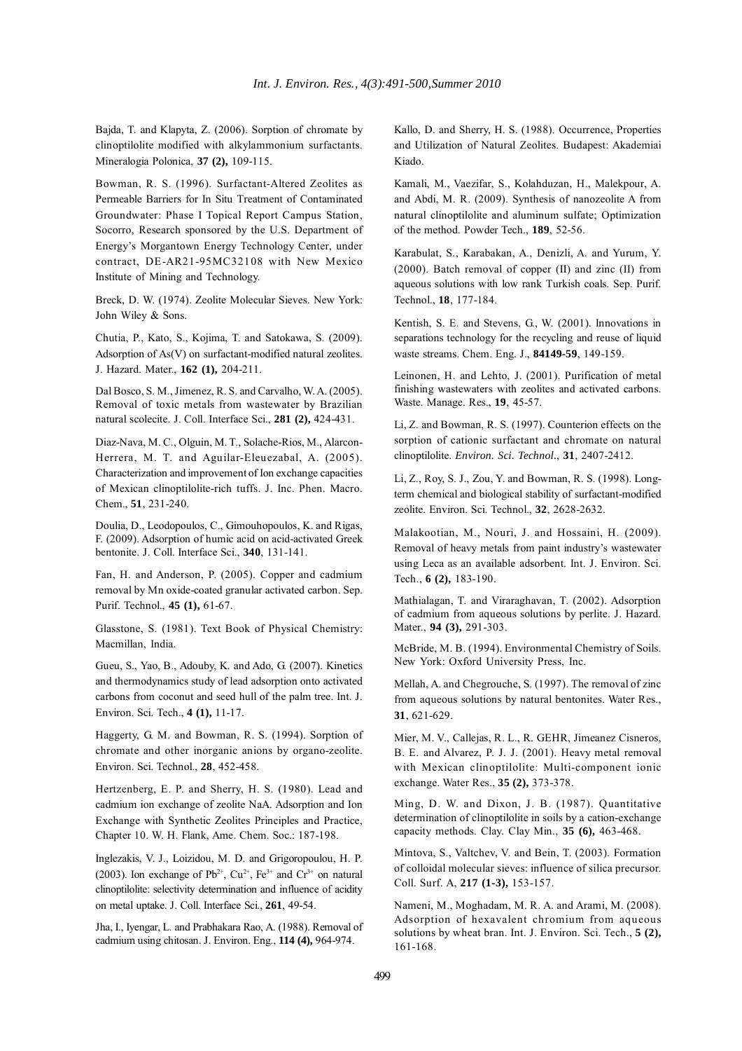Bajda, T. and Klapyta, Z. (2006). Sorption of chromate by clinoptilolite modified with alkylammonium surfactants. Mineralogia Polonica, **37 (2),** 109-115.

Bowman, R. S. (1996). Surfactant-Altered Zeolites as Permeable Barriers for In Situ Treatment of Contaminated Groundwater: Phase I Topical Report Campus Station, Socorro, Research sponsored by the U.S. Department of Energy's Morgantown Energy Technology Center, under contract, DE-AR21-95MC32108 with New Mexico Institute of Mining and Technology.

Breck, D. W. (1974). Zeolite Molecular Sieves. New York: John Wiley & Sons.

Chutia, P., Kato, S., Kojima, T. and Satokawa, S. (2009). Adsorption of As(V) on surfactant-modified natural zeolites. J. Hazard. Mater., **162 (1),** 204-211.

Dal Bosco, S. M., Jimenez, R. S. and Carvalho, W. A. (2005). Removal of toxic metals from wastewater by Brazilian natural scolecite. J. Coll. Interface Sci., **281 (2),** 424-431.

Diaz-Nava, M. C., Olguin, M. T., Solache-Rios, M., Alarcon-Herrera, M. T. and Aguilar-Eleuezabal, A. (2005). Characterization and improvement of Ion exchange capacities of Mexican clinoptilolite-rich tuffs. J. Inc. Phen. Macro. Chem., **51**, 231-240.

Doulia, D., Leodopoulos, C., Gimouhopoulos, K. and Rigas, F. (2009). Adsorption of humic acid on acid-activated Greek bentonite. J. Coll. Interface Sci., **340**, 131-141.

Fan, H. and Anderson, P. (2005). Copper and cadmium removal by Mn oxide-coated granular activated carbon. Sep. Purif. Technol., **45 (1),** 61-67.

Glasstone, S. (1981). Text Book of Physical Chemistry: Macmillan, India.

Gueu, S., Yao, B., Adouby, K. and Ado, G. (2007). Kinetics and thermodynamics study of lead adsorption onto activated carbons from coconut and seed hull of the palm tree. Int. J. Environ. Sci. Tech., **4 (1),** 11-17.

Haggerty, G. M. and Bowman, R. S. (1994). Sorption of chromate and other inorganic anions by organo-zeolite. Environ. Sci. Technol., **28**, 452-458.

Hertzenberg, E. P. and Sherry, H. S. (1980). Lead and cadmium ion exchange of zeolite NaA. Adsorption and Ion Exchange with Synthetic Zeolites Principles and Practice, Chapter 10. W. H. Flank, Ame. Chem. Soc.: 187-198.

Inglezakis, V. J., Loizidou, M. D. and Grigoropoulou, H. P. (2003). Ion exchange of $Pb^{2+}$, $Cu^{2+}$, $Fe^{3+}$ and $Cr^{3+}$ on natural clinoptilolite: selectivity determination and influence of acidity on metal uptake. J. Coll. Interface Sci., **261**, 49-54.

Jha, I., Iyengar, L. and Prabhakara Rao, A. (1988). Removal of cadmium using chitosan. J. Environ. Eng., **114 (4),** 964-974.

Kallo, D. and Sherry, H. S. (1988). Occurrence, Properties and Utilization of Natural Zeolites. Budapest: Akademiai Kiado.

Kamali, M., Vaezifar, S., Kolahduzan, H., Malekpour, A. and Abdi, M. R. (2009). Synthesis of nanozeolite A from natural clinoptilolite and aluminum sulfate; Optimization of the method. Powder Tech., **189**, 52-56.

Karabulat, S., Karabakan, A., Denizli, A. and Yurum, Y. (2000). Batch removal of copper (II) and zinc (II) from aqueous solutions with low rank Turkish coals. Sep. Purif. Technol., **18**, 177-184.

Kentish, S. E. and Stevens, G., W. (2001). Innovations in separations technology for the recycling and reuse of liquid waste streams. Chem. Eng. J., **84149-59**, 149-159.

Leinonen, H. and Lehto, J. (2001). Purification of metal finishing wastewaters with zeolites and activated carbons. Waste. Manage. Res., **19**, 45-57.

Li, Z. and Bowman, R. S. (1997). Counterion effects on the sorption of cationic surfactant and chromate on natural clinoptilolite. *Environ. Sci. Technol*., **31**, 2407-2412.

Li, Z., Roy, S. J., Zou, Y. and Bowman, R. S. (1998). Long-term chemical and biological stability of surfactant-modified zeolite. Environ. Sci. Technol., **32**, 2628-2632.

Malakootian, M., Nouri, J. and Hossaini, H. (2009). Removal of heavy metals from paint industry's wastewater using Leca as an available adsorbent. Int. J. Environ. Sci. Tech., **6 (2),** 183-190.

Mathialagan, T. and Viraraghavan, T. (2002). Adsorption of cadmium from aqueous solutions by perlite. J. Hazard. Mater., **94 (3),** 291-303.

McBride, M. B. (1994). Environmental Chemistry of Soils. New York: Oxford University Press, Inc.

Mellah, A. and Chegrouche, S. (1997). The removal of zinc from aqueous solutions by natural bentonites. Water Res., **31**, 621-629.

Mier, M. V., Callejas, R. L., R. GEHR, Jimeanez Cisneros, B. E. and Alvarez, P. J. J. (2001). Heavy metal removal with Mexican clinoptilolite: Multi-component ionic exchange. Water Res., **35 (2),** 373-378.

Ming, D. W. and Dixon, J. B. (1987). Quantitative determination of clinoptilolite in soils by a cation-exchange capacity methods. Clay. Clay Min., **35 (6),** 463-468.

Mintova, S., Valtchev, V. and Bein, T. (2003). Formation of colloidal molecular sieves: influence of silica precursor. Coll. Surf. A, **217 (1-3),** 153-157.

Nameni, M., Moghadam, M. R. A. and Arami, M. (2008). Adsorption of hexavalent chromium from aqueous solutions by wheat bran. Int. J. Environ. Sci. Tech., **5 (2),** 161-168.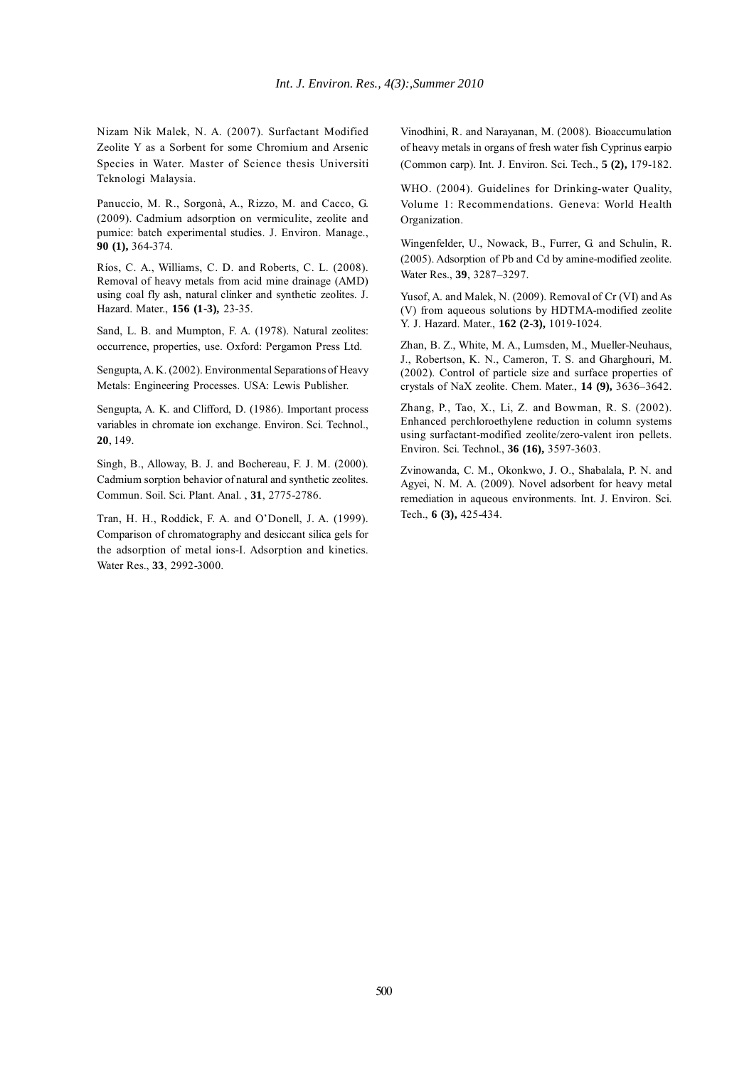Nizam Nik Malek, N. A. (2007). Surfactant Modified Zeolite Y as a Sorbent for some Chromium and Arsenic Species in Water. Master of Science thesis Universiti Teknologi Malaysia.

Panuccio, M. R., Sorgonà, A., Rizzo, M. and Cacco, G. (2009). Cadmium adsorption on vermiculite, zeolite and pumice: batch experimental studies. J. Environ. Manage., **90 (1),** 364-374.

Ríos, C. A., Williams, C. D. and Roberts, C. L. (2008). Removal of heavy metals from acid mine drainage (AMD) using coal fly ash, natural clinker and synthetic zeolites. J. Hazard. Mater., **156 (1-3),** 23-35.

Sand, L. B. and Mumpton, F. A. (1978). Natural zeolites: occurrence, properties, use. Oxford: Pergamon Press Ltd.

Sengupta, A. K. (2002). Environmental Separations of Heavy Metals: Engineering Processes. USA: Lewis Publisher.

Sengupta, A. K. and Clifford, D. (1986). Important process variables in chromate ion exchange. Environ. Sci. Technol., **20**, 149.

Singh, B., Alloway, B. J. and Bochereau, F. J. M. (2000). Cadmium sorption behavior of natural and synthetic zeolites. Commun. Soil. Sci. Plant. Anal. , **31**, 2775-2786.

Tran, H. H., Roddick, F. A. and O'Donell, J. A. (1999). Comparison of chromatography and desiccant silica gels for the adsorption of metal ions-I. Adsorption and kinetics. Water Res., **33**, 2992-3000.

Vinodhini, R. and Narayanan, M. (2008). Bioaccumulation of heavy metals in organs of fresh water fish Cyprinus earpio (Common carp). Int. J. Environ. Sci. Tech., **5 (2),** 179-182.

WHO. (2004). Guidelines for Drinking-water Quality, Volume 1: Recommendations. Geneva: World Health Organization.

Wingenfelder, U., Nowack, B., Furrer, G. and Schulin, R. (2005). Adsorption of Pb and Cd by amine-modified zeolite. Water Res., **39**, 3287–3297.

Yusof, A. and Malek, N. (2009). Removal of Cr (VI) and As (V) from aqueous solutions by HDTMA-modified zeolite Y. J. Hazard. Mater., **162 (2-3),** 1019-1024.

Zhan, B. Z., White, M. A., Lumsden, M., Mueller-Neuhaus, J., Robertson, K. N., Cameron, T. S. and Gharghouri, M. (2002). Control of particle size and surface properties of crystals of NaX zeolite. Chem. Mater., **14 (9),** 3636–3642.

Zhang, P., Tao, X., Li, Z. and Bowman, R. S. (2002). Enhanced perchloroethylene reduction in column systems using surfactant-modified zeolite/zero-valent iron pellets. Environ. Sci. Technol., **36 (16),** 3597-3603.

Zvinowanda, C. M., Okonkwo, J. O., Shabalala, P. N. and Agyei, N. M. A. (2009). Novel adsorbent for heavy metal remediation in aqueous environments. Int. J. Environ. Sci. Tech., **6 (3),** 425-434.